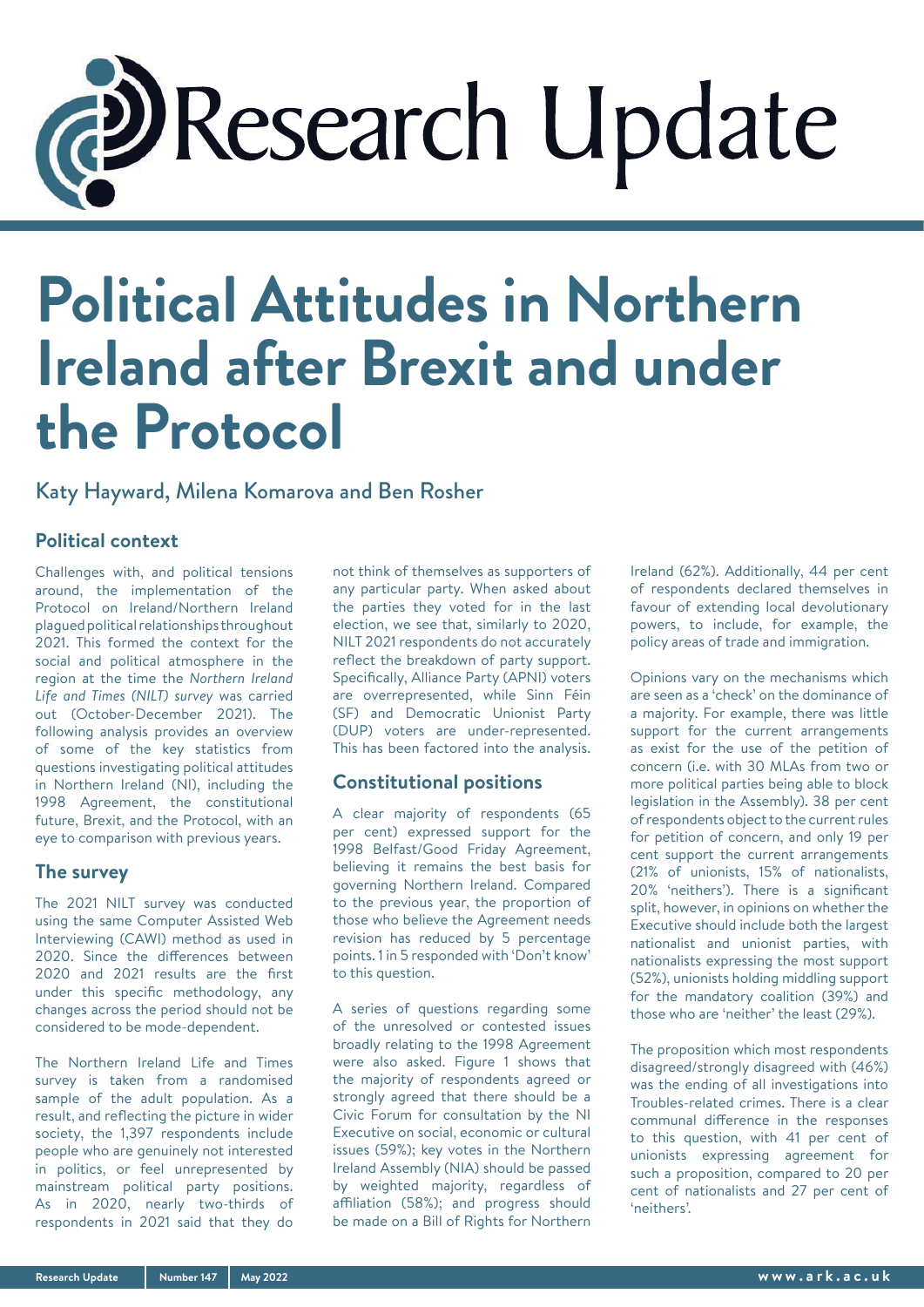# Research Update

# Political Attitudes in Northern Ireland after Brexit and under the Protocol

Katy Hayward, Milena Komarova and Ben Rosher

## Political context

Challenges with, and political tensions around, the implementation of the Protocol on Ireland/Northern Ireland plagued political relationships throughout 2021. This formed the context for the social and political atmosphere in the region at the time the *Northern Ireland Life and Times (NILT) survey* was carried out (October-December 2021). The following analysis provides an overview of some of the key statistics from questions investigating political attitudes in Northern Ireland (NI), including the 1998 Agreement, the constitutional future, Brexit, and the Protocol, with an eye to comparison with previous years.

## The survey

The 2021 NILT survey was conducted using the same Computer Assisted Web Interviewing (CAWI) method as used in 2020. Since the differences between 2020 and 2021 results are the first under this specific methodology, any changes across the period should not be considered to be mode-dependent.

The Northern Ireland Life and Times survey is taken from a randomised sample of the adult population. As a result, and reflecting the picture in wider society, the 1,397 respondents include people who are genuinely not interested in politics, or feel unrepresented by mainstream political party positions. As in 2020, nearly two-thirds of respondents in 2021 said that they do not think of themselves as supporters of any particular party. When asked about the parties they voted for in the last election, we see that, similarly to 2020, NILT 2021 respondents do not accurately reflect the breakdown of party support. Specifically, Alliance Party (APNI) voters are overrepresented, while Sinn Féin (SF) and Democratic Unionist Party (DUP) voters are under-represented. This has been factored into the analysis.

## Constitutional positions

A clear majority of respondents (65 per cent) expressed support for the 1998 Belfast/Good Friday Agreement, believing it remains the best basis for governing Northern Ireland. Compared to the previous year, the proportion of those who believe the Agreement needs revision has reduced by 5 percentage points. 1 in 5 responded with 'Don't know' to this question.

A series of questions regarding some of the unresolved or contested issues broadly relating to the 1998 Agreement were also asked. Figure 1 shows that the majority of respondents agreed or strongly agreed that there should be a Civic Forum for consultation by the NI Executive on social, economic or cultural issues (59%); key votes in the Northern Ireland Assembly (NIA) should be passed by weighted majority, regardless of affiliation (58%); and progress should be made on a Bill of Rights for Northern Ireland (62%). Additionally, 44 per cent of respondents declared themselves in favour of extending local devolutionary powers, to include, for example, the policy areas of trade and immigration.

Opinions vary on the mechanisms which are seen as a 'check' on the dominance of a majority. For example, there was little support for the current arrangements as exist for the use of the petition of concern (i.e. with 30 MLAs from two or more political parties being able to block legislation in the Assembly). 38 per cent of respondents object to the current rules for petition of concern, and only 19 per cent support the current arrangements (21% of unionists, 15% of nationalists, 20% 'neithers'). There is a significant split, however, in opinions on whether the Executive should include both the largest nationalist and unionist parties, with nationalists expressing the most support (52%), unionists holding middling support for the mandatory coalition (39%) and those who are 'neither' the least (29%).

The proposition which most respondents disagreed/strongly disagreed with (46%) was the ending of all investigations into Troubles-related crimes. There is a clear communal difference in the responses to this question, with 41 per cent of unionists expressing agreement for such a proposition, compared to 20 per cent of nationalists and 27 per cent of 'neithers'.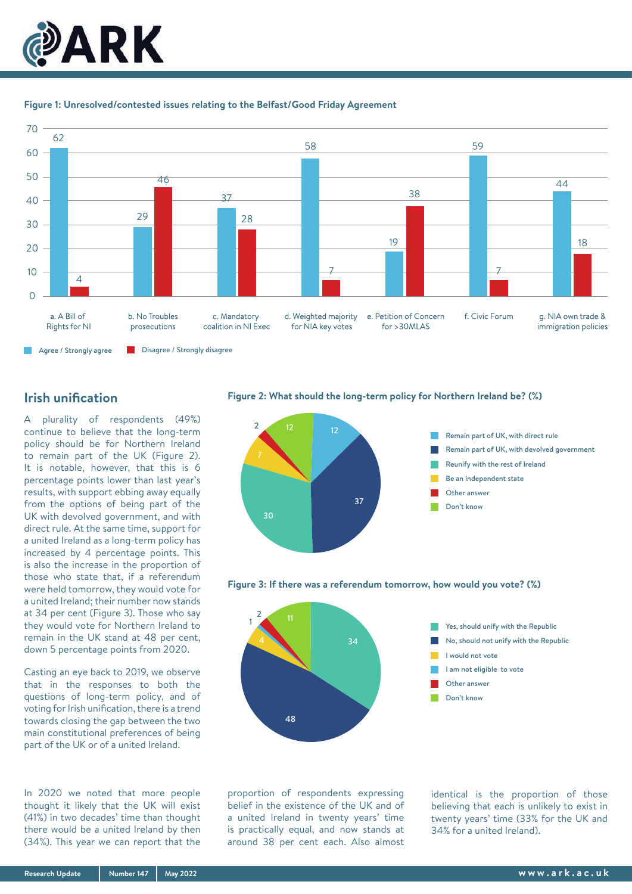**Figure 1: Unresolved/contested issues relating to the Belfast/Good Friday Agreement**

70
60
50
40
30
20
10
0

a. A Bill of Rights for NI: 62, 4
b. No Troubles prosecutions: 29, 46
c. Mandatory coalition in NI Exec: 37, 28
d. Weighted majority for NIA key votes: 58, 7
e. Petition of Concern for >30MLAS: 19, 38
f. Civic Forum: 59, 7
g. NIA own trade & immigration policies: 44, 18

Agree / Strongly agree
Disagree / Strongly disagree

## Irish unification

A plurality of respondents (49%) continue to believe that the long-term policy should be for Northern Ireland to remain part of the UK (Figure 2). It is notable, however, that this is 6 percentage points lower than last year's results, with support ebbing away equally from the options of being part of the UK with devolved government, and with direct rule. At the same time, support for a united Ireland as a long-term policy has increased by 4 percentage points. This is also the increase in the proportion of those who state that, if a referendum were held tomorrow, they would vote for a united Ireland; their number now stands at 34 per cent (Figure 3). Those who say they would vote for Northern Ireland to remain in the UK stand at 48 per cent, down 5 percentage points from 2020.

Casting an eye back to 2019, we observe that in the responses to both the questions of long-term policy, and of voting for Irish unification, there is a trend towards closing the gap between the two main constitutional preferences of being part of the UK or of a united Ireland.

**Figure 2: What should the long-term policy for Northern Ireland be? (%)**

12, 37, 30, 7, 2, 12

Remain part of UK, with direct rule
Remain part of UK, with devolved government
Reunify with the rest of Ireland
Be an independent state
Other answer
Don't know

**Figure 3: If there was a referendum tomorrow, how would you vote? (%)**

34, 48, 4, 1, 2, 11

Yes, should unify with the Republic
No, should not unify with the Republic
I would not vote
I am not eligible to vote
Other answer
Don't know

In 2020 we noted that more people thought it likely that the UK will exist (41%) in two decades' time than thought there would be a united Ireland by then (34%). This year we can report that the proportion of respondents expressing belief in the existence of the UK and of a united Ireland in twenty years' time is practically equal, and now stands at around 38 per cent each. Also almost identical is the proportion of those believing that each is unlikely to exist in twenty years' time (33% for the UK and 34% for a united Ireland).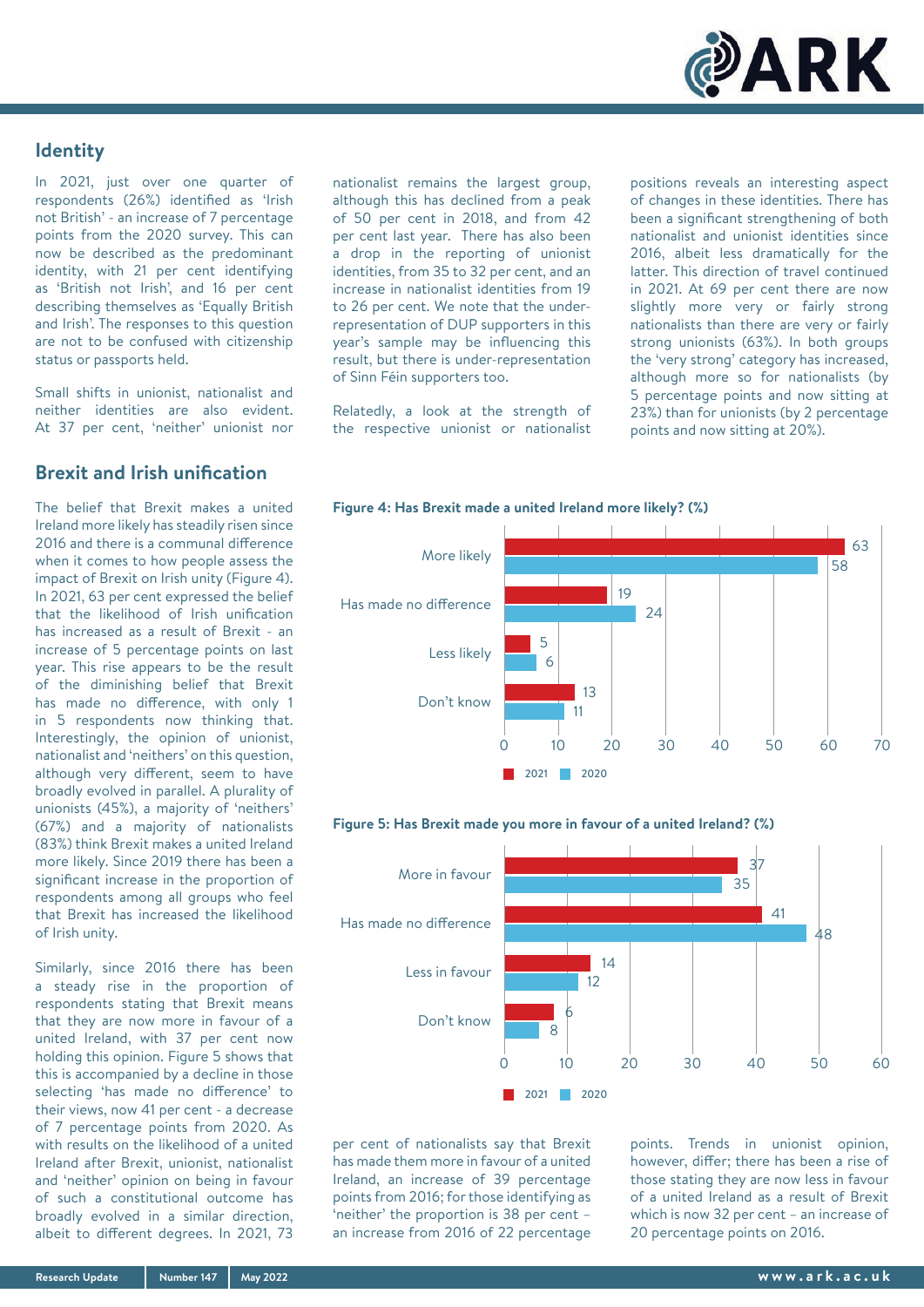## Identity

In 2021, just over one quarter of respondents (26%) identified as 'Irish not British' - an increase of 7 percentage points from the 2020 survey. This can now be described as the predominant identity, with 21 per cent identifying as 'British not Irish', and 16 per cent describing themselves as 'Equally British and Irish'. The responses to this question are not to be confused with citizenship status or passports held.

Small shifts in unionist, nationalist and neither identities are also evident. At 37 per cent, 'neither' unionist nor nationalist remains the largest group, although this has declined from a peak of 50 per cent in 2018, and from 42 per cent last year. There has also been a drop in the reporting of unionist identities, from 35 to 32 per cent, and an increase in nationalist identities from 19 to 26 per cent. We note that the under-representation of DUP supporters in this year's sample may be influencing this result, but there is under-representation of Sinn Féin supporters too.

Relatedly, a look at the strength of the respective unionist or nationalist positions reveals an interesting aspect of changes in these identities. There has been a significant strengthening of both nationalist and unionist identities since 2016, albeit less dramatically for the latter. This direction of travel continued in 2021. At 69 per cent there are now slightly more very or fairly strong nationalists than there are very or fairly strong unionists (63%). In both groups the 'very strong' category has increased, although more so for nationalists (by 5 percentage points and now sitting at 23%) than for unionists (by 2 percentage points and now sitting at 20%).

## Brexit and Irish unification

The belief that Brexit makes a united Ireland more likely has steadily risen since 2016 and there is a communal difference when it comes to how people assess the impact of Brexit on Irish unity (Figure 4). In 2021, 63 per cent expressed the belief that the likelihood of Irish unification has increased as a result of Brexit - an increase of 5 percentage points on last year. This rise appears to be the result of the diminishing belief that Brexit has made no difference, with only 1 in 5 respondents now thinking that. Interestingly, the opinion of unionist, nationalist and 'neithers' on this question, although very different, seem to have broadly evolved in parallel. A plurality of unionists (45%), a majority of 'neithers' (67%) and a majority of nationalists (83%) think Brexit makes a united Ireland more likely. Since 2019 there has been a significant increase in the proportion of respondents among all groups who feel that Brexit has increased the likelihood of Irish unity.

Similarly, since 2016 there has been a steady rise in the proportion of respondents stating that Brexit means that they are now more in favour of a united Ireland, with 37 per cent now holding this opinion. Figure 5 shows that this is accompanied by a decline in those selecting 'has made no difference' to their views, now 41 per cent - a decrease of 7 percentage points from 2020. As with results on the likelihood of a united Ireland after Brexit, unionist, nationalist and 'neither' opinion on being in favour of such a constitutional outcome has broadly evolved in a similar direction, albeit to different degrees. In 2021, 73 per cent of nationalists say that Brexit has made them more in favour of a united Ireland, an increase of 39 percentage points from 2016; for those identifying as 'neither' the proportion is 38 per cent – an increase from 2016 of 22 percentage points. Trends in unionist opinion, however, differ; there has been a rise of those stating they are now less in favour of a united Ireland as a result of Brexit which is now 32 per cent – an increase of 20 percentage points on 2016.

**Figure 4: Has Brexit made a united Ireland more likely? (%)**

More likely 63 58
Has made no difference 19 24
Less likely 5 6
Don't know 13 11
0 10 20 30 40 50 60 70
2021 2020

**Figure 5: Has Brexit made you more in favour of a united Ireland? (%)**

More in favour 37 35
Has made no difference 41 48
Less in favour 14 12
Don't know 6 8
0 10 20 30 40 50 60
2021 2020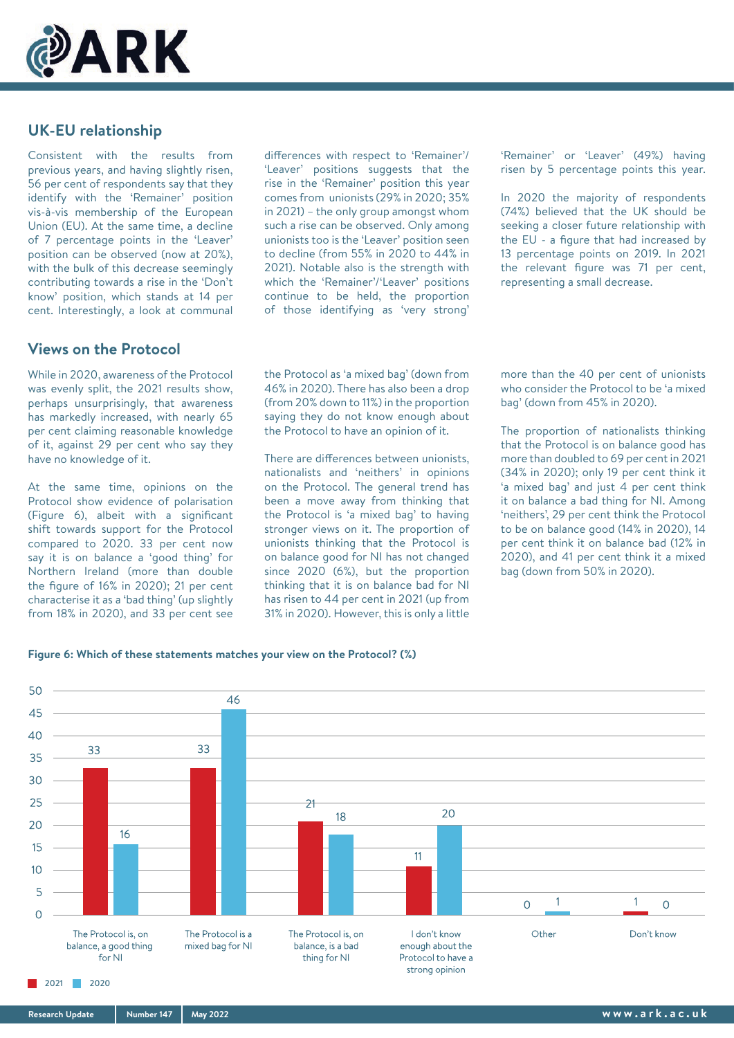## UK-EU relationship

Consistent with the results from previous years, and having slightly risen, 56 per cent of respondents say that they identify with the 'Remainer' position vis-à-vis membership of the European Union (EU). At the same time, a decline of 7 percentage points in the 'Leaver' position can be observed (now at 20%), with the bulk of this decrease seemingly contributing towards a rise in the 'Don't know' position, which stands at 14 per cent. Interestingly, a look at communal differences with respect to 'Remainer'/'Leaver' positions suggests that the rise in the 'Remainer' position this year comes from unionists (29% in 2020; 35% in 2021) – the only group amongst whom such a rise can be observed. Only among unionists too is the 'Leaver' position seen to decline (from 55% in 2020 to 44% in 2021). Notable also is the strength with which the 'Remainer'/'Leaver' positions continue to be held, the proportion of those identifying as 'very strong' 'Remainer' or 'Leaver' (49%) having risen by 5 percentage points this year.

In 2020 the majority of respondents (74%) believed that the UK should be seeking a closer future relationship with the EU - a figure that had increased by 13 percentage points on 2019. In 2021 the relevant figure was 71 per cent, representing a small decrease.

## Views on the Protocol

While in 2020, awareness of the Protocol was evenly split, the 2021 results show, perhaps unsurprisingly, that awareness has markedly increased, with nearly 65 per cent claiming reasonable knowledge of it, against 29 per cent who say they have no knowledge of it.

At the same time, opinions on the Protocol show evidence of polarisation (Figure 6), albeit with a significant shift towards support for the Protocol compared to 2020. 33 per cent now say it is on balance a 'good thing' for Northern Ireland (more than double the figure of 16% in 2020); 21 per cent characterise it as a 'bad thing' (up slightly from 18% in 2020), and 33 per cent see the Protocol as 'a mixed bag' (down from 46% in 2020). There has also been a drop (from 20% down to 11%) in the proportion saying they do not know enough about the Protocol to have an opinion of it.

There are differences between unionists, nationalists and 'neithers' in opinions on the Protocol. The general trend has been a move away from thinking that the Protocol is 'a mixed bag' to having stronger views on it. The proportion of unionists thinking that the Protocol is on balance good for NI has not changed since 2020 (6%), but the proportion thinking that it is on balance bad for NI has risen to 44 per cent in 2021 (up from 31% in 2020). However, this is only a little more than the 40 per cent of unionists who consider the Protocol to be 'a mixed bag' (down from 45% in 2020).

The proportion of nationalists thinking that the Protocol is on balance good has more than doubled to 69 per cent in 2021 (34% in 2020); only 19 per cent think it 'a mixed bag' and just 4 per cent think it on balance a bad thing for NI. Among 'neithers', 29 per cent think the Protocol to be on balance good (14% in 2020), 14 per cent think it on balance bad (12% in 2020), and 41 per cent think it a mixed bag (down from 50% in 2020).

**Figure 6: Which of these statements matches your view on the Protocol? (%)**

| | 2021 | 2020 |
|---|---|---|
| The Protocol is, on balance, a good thing for NI | 33 | 16 |
| The Protocol is a mixed bag for NI | 33 | 46 |
| The Protocol is, on balance, is a bad thing for NI | 21 | 18 |
| I don't know enough about the Protocol to have a strong opinion | 11 | 20 |
| Other | 0 | 1 |
| Don't know | 1 | 0 |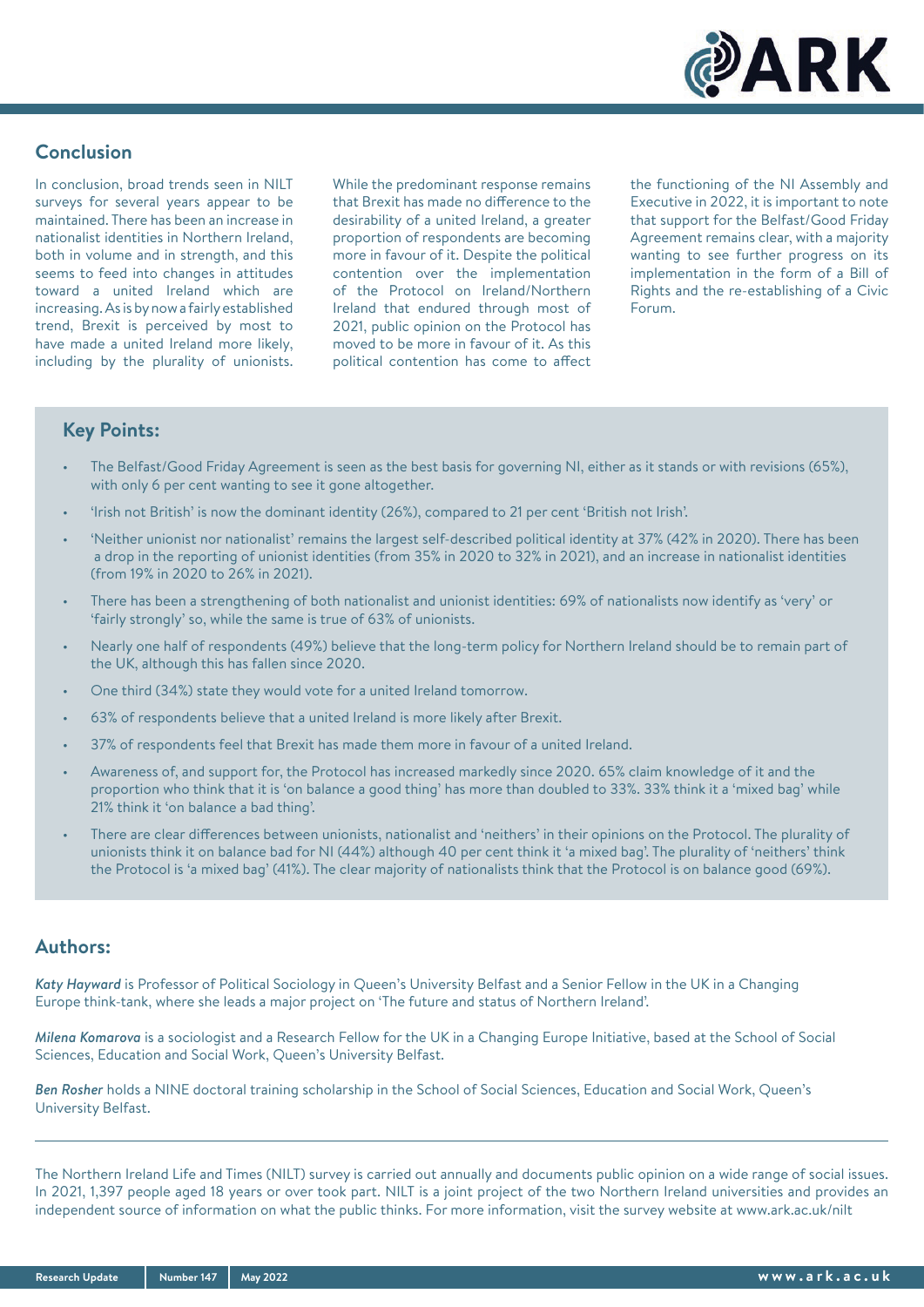## Conclusion

In conclusion, broad trends seen in NILT surveys for several years appear to be maintained. There has been an increase in nationalist identities in Northern Ireland, both in volume and in strength, and this seems to feed into changes in attitudes toward a united Ireland which are increasing. As is by now a fairly established trend, Brexit is perceived by most to have made a united Ireland more likely, including by the plurality of unionists. While the predominant response remains that Brexit has made no difference to the desirability of a united Ireland, a greater proportion of respondents are becoming more in favour of it. Despite the political contention over the implementation of the Protocol on Ireland/Northern Ireland that endured through most of 2021, public opinion on the Protocol has moved to be more in favour of it. As this political contention has come to affect the functioning of the NI Assembly and Executive in 2022, it is important to note that support for the Belfast/Good Friday Agreement remains clear, with a majority wanting to see further progress on its implementation in the form of a Bill of Rights and the re-establishing of a Civic Forum.

### Key Points:

- The Belfast/Good Friday Agreement is seen as the best basis for governing NI, either as it stands or with revisions (65%), with only 6 per cent wanting to see it gone altogether.
- 'Irish not British' is now the dominant identity (26%), compared to 21 per cent 'British not Irish'.
- 'Neither unionist nor nationalist' remains the largest self-described political identity at 37% (42% in 2020). There has been a drop in the reporting of unionist identities (from 35% in 2020 to 32% in 2021), and an increase in nationalist identities (from 19% in 2020 to 26% in 2021).
- There has been a strengthening of both nationalist and unionist identities: 69% of nationalists now identify as 'very' or 'fairly strongly' so, while the same is true of 63% of unionists.
- Nearly one half of respondents (49%) believe that the long-term policy for Northern Ireland should be to remain part of the UK, although this has fallen since 2020.
- One third (34%) state they would vote for a united Ireland tomorrow.
- 63% of respondents believe that a united Ireland is more likely after Brexit.
- 37% of respondents feel that Brexit has made them more in favour of a united Ireland.
- Awareness of, and support for, the Protocol has increased markedly since 2020. 65% claim knowledge of it and the proportion who think that it is 'on balance a good thing' has more than doubled to 33%. 33% think it a 'mixed bag' while 21% think it 'on balance a bad thing'.
- There are clear differences between unionists, nationalist and 'neithers' in their opinions on the Protocol. The plurality of unionists think it on balance bad for NI (44%) although 40 per cent think it 'a mixed bag'. The plurality of 'neithers' think the Protocol is 'a mixed bag' (41%). The clear majority of nationalists think that the Protocol is on balance good (69%).

## Authors:

***Katy Hayward*** is Professor of Political Sociology in Queen's University Belfast and a Senior Fellow in the UK in a Changing Europe think-tank, where she leads a major project on 'The future and status of Northern Ireland'.

***Milena Komarova*** is a sociologist and a Research Fellow for the UK in a Changing Europe Initiative, based at the School of Social Sciences, Education and Social Work, Queen's University Belfast.

***Ben Rosher*** holds a NINE doctoral training scholarship in the School of Social Sciences, Education and Social Work, Queen's University Belfast.

---

The Northern Ireland Life and Times (NILT) survey is carried out annually and documents public opinion on a wide range of social issues. In 2021, 1,397 people aged 18 years or over took part. NILT is a joint project of the two Northern Ireland universities and provides an independent source of information on what the public thinks. For more information, visit the survey website at www.ark.ac.uk/nilt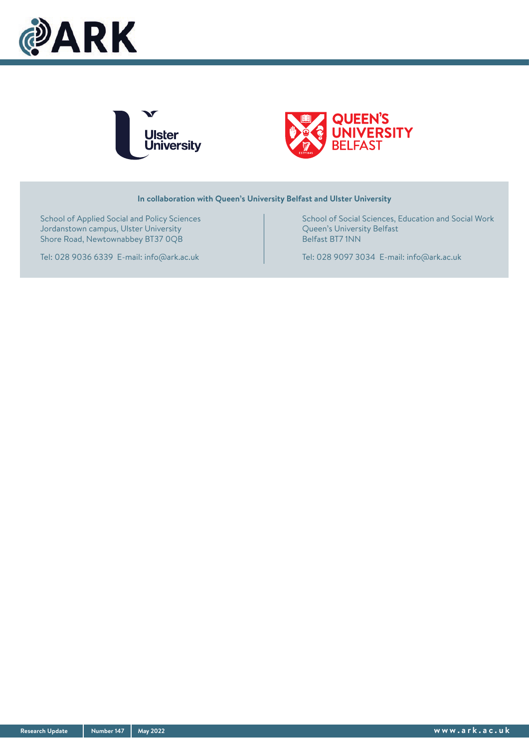**In collaboration with Queen's University Belfast and Ulster University**

School of Applied Social and Policy Sciences
Jordanstown campus, Ulster University
Shore Road, Newtownabbey BT37 0QB

Tel: 028 9036 6339 E-mail: info@ark.ac.uk

School of Social Sciences, Education and Social Work
Queen's University Belfast
Belfast BT7 1NN

Tel: 028 9097 3034 E-mail: info@ark.ac.uk